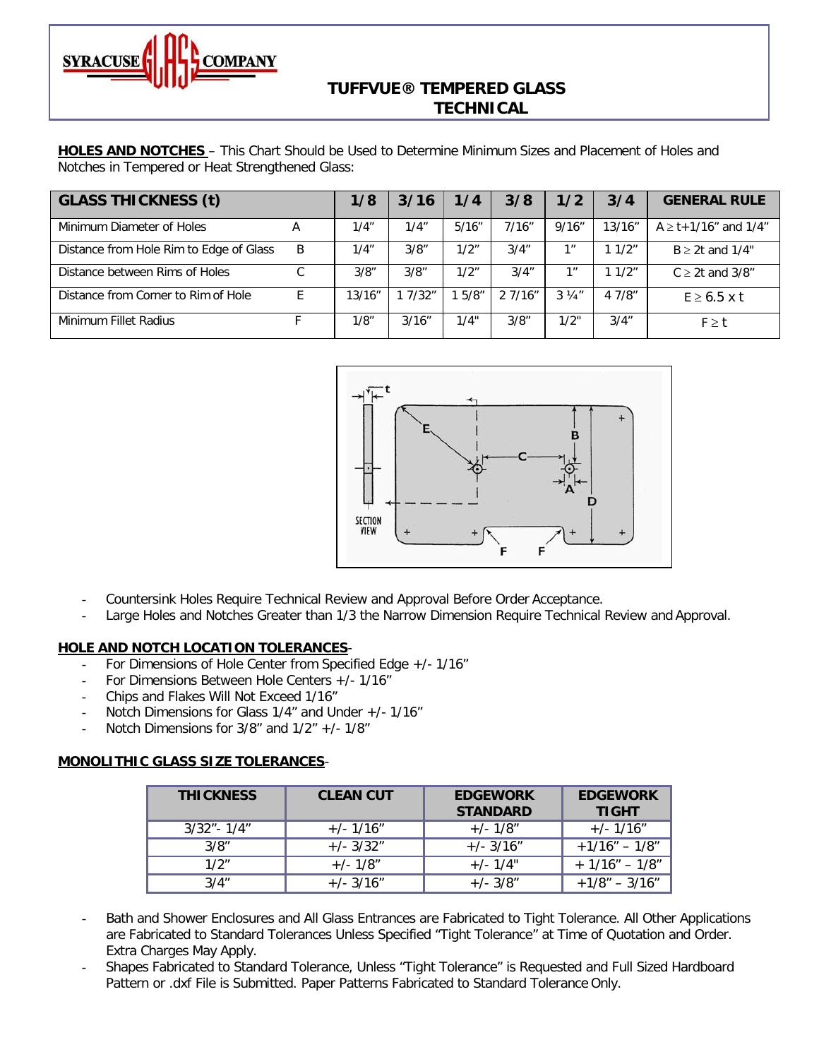# TUFFVUE® TEMPERED GLASS TECHNICAL

**HOLES AND NOTCHES** – This Chart Should be Used to Determine Minimum Sizes and Placement of Holes and Notches in Tempered or Heat Strengthened Glass:

| GLASS THICKNESS (t) | | 1/8 | 3/16 | 1/4 | 3/8 | 1/2 | 3/4 | GENERAL RULE |
|---|---|---|---|---|---|---|---|---|
| Minimum Diameter of Holes | A | 1/4" | 1/4" | 5/16" | 7/16" | 9/16" | 13/16" | A ≥ t+1/16" and 1/4" |
| Distance from Hole Rim to Edge of Glass | B | 1/4" | 3/8" | 1/2" | 3/4" | 1" | 1 1/2" | B ≥ 2t and 1/4" |
| Distance between Rims of Holes | C | 3/8" | 3/8" | 1/2" | 3/4" | 1" | 1 1/2" | C ≥ 2t and 3/8" |
| Distance from Corner to Rim of Hole | E | 13/16" | 1 7/32" | 1 5/8" | 2 7/16" | 3 ¼" | 4 7/8" | E ≥ 6.5 x t |
| Minimum Fillet Radius | F | 1/8" | 3/16" | 1/4" | 3/8" | 1/2" | 3/4" | F ≥ t |

- Countersink Holes Require Technical Review and Approval Before Order Acceptance.
- Large Holes and Notches Greater than 1/3 the Narrow Dimension Require Technical Review and Approval.

**HOLE AND NOTCH LOCATION TOLERANCES**-

- For Dimensions of Hole Center from Specified Edge +/- 1/16"
- For Dimensions Between Hole Centers +/- 1/16"
- Chips and Flakes Will Not Exceed 1/16"
- Notch Dimensions for Glass 1/4" and Under +/- 1/16"
- Notch Dimensions for 3/8" and 1/2" +/- 1/8"

**MONOLITHIC GLASS SIZE TOLERANCES**-

| THICKNESS | CLEAN CUT | EDGEWORK STANDARD | EDGEWORK TIGHT |
|---|---|---|---|
| 3/32"- 1/4" | +/- 1/16" | +/- 1/8" | +/- 1/16" |
| 3/8" | +/- 3/32" | +/- 3/16" | +1/16" – 1/8" |
| 1/2" | +/- 1/8" | +/- 1/4" | + 1/16" – 1/8" |
| 3/4" | +/- 3/16" | +/- 3/8" | +1/8" – 3/16" |

- Bath and Shower Enclosures and All Glass Entrances are Fabricated to Tight Tolerance. All Other Applications are Fabricated to Standard Tolerances Unless Specified "Tight Tolerance" at Time of Quotation and Order. Extra Charges May Apply.
- Shapes Fabricated to Standard Tolerance, Unless "Tight Tolerance" is Requested and Full Sized Hardboard Pattern or .dxf File is Submitted. Paper Patterns Fabricated to Standard Tolerance Only.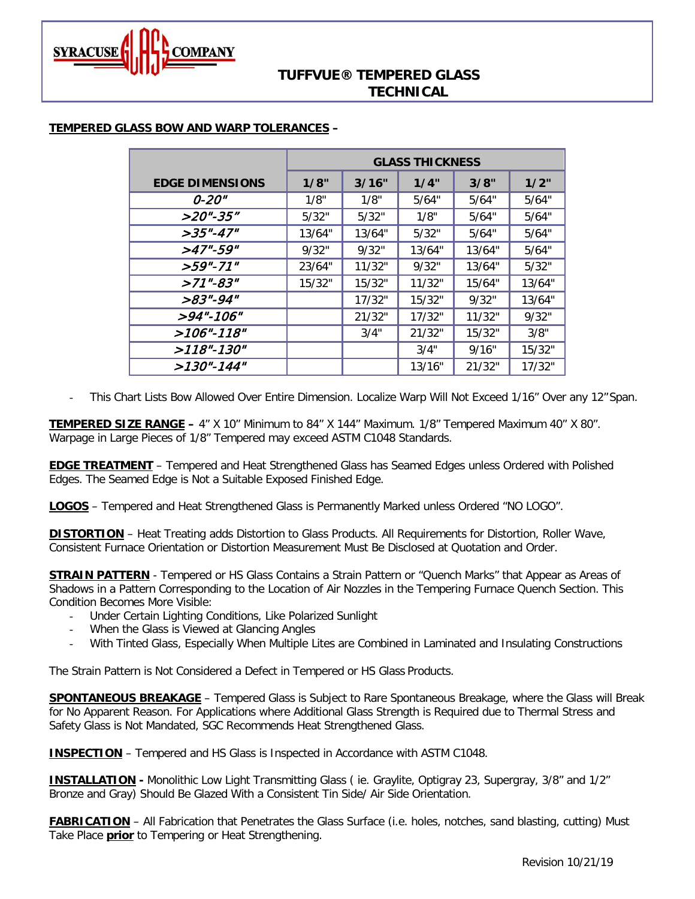# TUFFVUE® TEMPERED GLASS TECHNICAL

**TEMPERED GLASS BOW AND WARP TOLERANCES –**

| | GLASS THICKNESS | | | | |
|---|---|---|---|---|---|
| **EDGE DIMENSIONS** | **1/8"** | **3/16"** | **1/4"** | **3/8"** | **1/2"** |
| *0-20"* | 1/8" | 1/8" | 5/64" | 5/64" | 5/64" |
| *>20"-35"* | 5/32" | 5/32" | 1/8" | 5/64" | 5/64" |
| *>35"-47"* | 13/64" | 13/64" | 5/32" | 5/64" | 5/64" |
| *>47"-59"* | 9/32" | 9/32" | 13/64" | 13/64" | 5/64" |
| *>59"-71"* | 23/64" | 11/32" | 9/32" | 13/64" | 5/32" |
| *>71"-83"* | 15/32" | 15/32" | 11/32" | 15/64" | 13/64" |
| *>83"-94"* | | 17/32" | 15/32" | 9/32" | 13/64" |
| *>94"-106"* | | 21/32" | 17/32" | 11/32" | 9/32" |
| *>106"-118"* | | 3/4" | 21/32" | 15/32" | 3/8" |
| *>118"-130"* | | | 3/4" | 9/16" | 15/32" |
| *>130"-144"* | | | 13/16" | 21/32" | 17/32" |

- This Chart Lists Bow Allowed Over Entire Dimension. Localize Warp Will Not Exceed 1/16" Over any 12" Span.

**TEMPERED SIZE RANGE –** 4" X 10" Minimum to 84" X 144" Maximum. 1/8" Tempered Maximum 40" X 80". Warpage in Large Pieces of 1/8" Tempered may exceed ASTM C1048 Standards.

**EDGE TREATMENT** – Tempered and Heat Strengthened Glass has Seamed Edges unless Ordered with Polished Edges. The Seamed Edge is Not a Suitable Exposed Finished Edge.

**LOGOS** – Tempered and Heat Strengthened Glass is Permanently Marked unless Ordered "NO LOGO".

**DISTORTION** – Heat Treating adds Distortion to Glass Products. All Requirements for Distortion, Roller Wave, Consistent Furnace Orientation or Distortion Measurement Must Be Disclosed at Quotation and Order.

**STRAIN PATTERN** - Tempered or HS Glass Contains a Strain Pattern or "Quench Marks" that Appear as Areas of Shadows in a Pattern Corresponding to the Location of Air Nozzles in the Tempering Furnace Quench Section. This Condition Becomes More Visible:

- Under Certain Lighting Conditions, Like Polarized Sunlight
- When the Glass is Viewed at Glancing Angles
- With Tinted Glass, Especially When Multiple Lites are Combined in Laminated and Insulating Constructions

The Strain Pattern is Not Considered a Defect in Tempered or HS Glass Products.

**SPONTANEOUS BREAKAGE** – Tempered Glass is Subject to Rare Spontaneous Breakage, where the Glass will Break for No Apparent Reason. For Applications where Additional Glass Strength is Required due to Thermal Stress and Safety Glass is Not Mandated, SGC Recommends Heat Strengthened Glass.

**INSPECTION** – Tempered and HS Glass is Inspected in Accordance with ASTM C1048.

**INSTALLATION -** Monolithic Low Light Transmitting Glass ( ie. Graylite, Optigray 23, Supergray, 3/8" and 1/2" Bronze and Gray) Should Be Glazed With a Consistent Tin Side/ Air Side Orientation.

**FABRICATION** – All Fabrication that Penetrates the Glass Surface (i.e. holes, notches, sand blasting, cutting) Must Take Place **prior** to Tempering or Heat Strengthening.

Revision 10/21/19